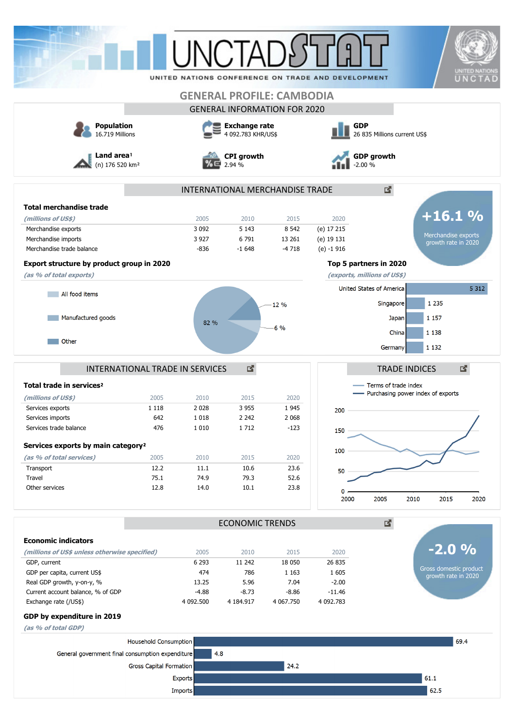# GENERAL PROFILE: CAMBODIA

## GENERAL INFORMATION FOR 2020

**Population**
16.719 Millions

**Exchange rate**
4 092.783 KHR/US$

**GDP**
26 835 Millions current US$

**Land area**[1]
(n) 176 520 km²

**CPI growth**
2.94 %

**GDP growth**
-2.00 %

## INTERNATIONAL MERCHANDISE TRADE

### Total merchandise trade

| *(millions of US$)* | 2005 | 2010 | 2015 | 2020 |
|---|---|---|---|---|
| Merchandise exports | 3 092 | 5 143 | 8 542 | (e) 17 215 |
| Merchandise imports | 3 927 | 6 791 | 13 261 | (e) 19 131 |
| Merchandise trade balance | -836 | -1 648 | -4 718 | (e) -1 916 |

**+16.1 %**
Merchandise exports growth rate in 2020

### Export structure by product group in 2020

*(as % of total exports)*

- All food items: 6 %
- Manufactured goods: 82 %
- Other: 12 %

### Top 5 partners in 2020

*(exports, millions of US$)*

| Partner | Exports |
|---|---|
| United States of America | 5 312 |
| Singapore | 1 235 |
| Japan | 1 157 |
| China | 1 138 |
| Germany | 1 132 |

## INTERNATIONAL TRADE IN SERVICES

### Total trade in services[2]

| *(millions of US$)* | 2005 | 2010 | 2015 | 2020 |
|---|---|---|---|---|
| Services exports | 1 118 | 2 028 | 3 955 | 1 945 |
| Services imports | 642 | 1 018 | 2 242 | 2 068 |
| Services trade balance | 476 | 1 010 | 1 712 | -123 |

### Services exports by main category[2]

| *(as % of total services)* | 2005 | 2010 | 2015 | 2020 |
|---|---|---|---|---|
| Transport | 12.2 | 11.1 | 10.6 | 23.6 |
| Travel | 75.1 | 74.9 | 79.3 | 52.6 |
| Other services | 12.8 | 14.0 | 10.1 | 23.8 |

## TRADE INDICES

- Terms of trade index
- Purchasing power index of exports

## ECONOMIC TRENDS

### Economic indicators

| *(millions of US$ unless otherwise specified)* | 2005 | 2010 | 2015 | 2020 |
|---|---|---|---|---|
| GDP, current | 6 293 | 11 242 | 18 050 | 26 835 |
| GDP per capita, current US$ | 474 | 786 | 1 163 | 1 605 |
| Real GDP growth, y-on-y, % | 13.25 | 5.96 | 7.04 | -2.00 |
| Current account balance, % of GDP | -4.88 | -8.73 | -8.86 | -11.46 |
| Exchange rate (/US$) | 4 092.500 | 4 184.917 | 4 067.750 | 4 092.783 |

**-2.0 %**
Gross domestic product growth rate in 2020

### GDP by expenditure in 2019

*(as % of total GDP)*

| Component | % of GDP |
|---|---|
| Household Consumption | 69.4 |
| General government final consumption expenditure | 4.8 |
| Gross Capital Formation | 24.2 |
| Exports | 61.1 |
| Imports | 62.5 |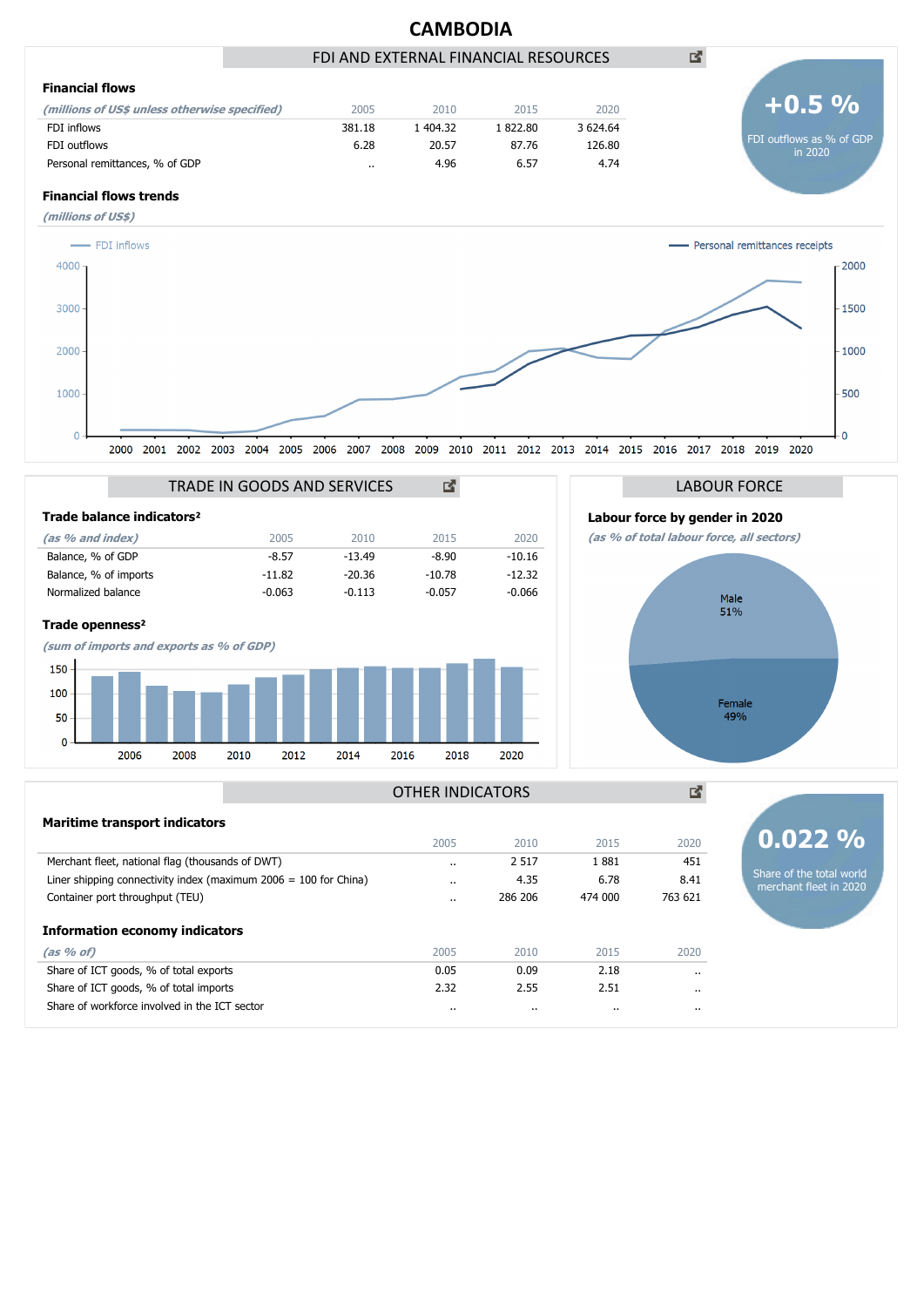# CAMBODIA

## FDI AND EXTERNAL FINANCIAL RESOURCES

### Financial flows

| *(millions of US$ unless otherwise specified)* | 2005 | 2010 | 2015 | 2020 |
|---|---|---|---|---|
| FDI inflows | 381.18 | 1 404.32 | 1 822.80 | 3 624.64 |
| FDI outflows | 6.28 | 20.57 | 87.76 | 126.80 |
| Personal remittances, % of GDP | .. | 4.96 | 6.57 | 4.74 |

**+0.5 %**
FDI outflows as % of GDP in 2020

### Financial flows trends

*(millions of US$)*

FDI inflows — Personal remittances receipts

## TRADE IN GOODS AND SERVICES

### Trade balance indicators²

| *(as % and index)* | 2005 | 2010 | 2015 | 2020 |
|---|---|---|---|---|
| Balance, % of GDP | -8.57 | -13.49 | -8.90 | -10.16 |
| Balance, % of imports | -11.82 | -20.36 | -10.78 | -12.32 |
| Normalized balance | -0.063 | -0.113 | -0.057 | -0.066 |

### Trade openness²

*(sum of imports and exports as % of GDP)*

## LABOUR FORCE

### Labour force by gender in 2020

*(as % of total labour force, all sectors)*

Male 51%
Female 49%

## OTHER INDICATORS

### Maritime transport indicators

| | 2005 | 2010 | 2015 | 2020 |
|---|---|---|---|---|
| Merchant fleet, national flag (thousands of DWT) | .. | 2 517 | 1 881 | 451 |
| Liner shipping connectivity index (maximum 2006 = 100 for China) | .. | 4.35 | 6.78 | 8.41 |
| Container port throughput (TEU) | .. | 286 206 | 474 000 | 763 621 |

**0.022 %**
Share of the total world merchant fleet in 2020

### Information economy indicators

| *(as % of)* | 2005 | 2010 | 2015 | 2020 |
|---|---|---|---|---|
| Share of ICT goods, % of total exports | 0.05 | 0.09 | 2.18 | .. |
| Share of ICT goods, % of total imports | 2.32 | 2.55 | 2.51 | .. |
| Share of workforce involved in the ICT sector | .. | .. | .. | .. |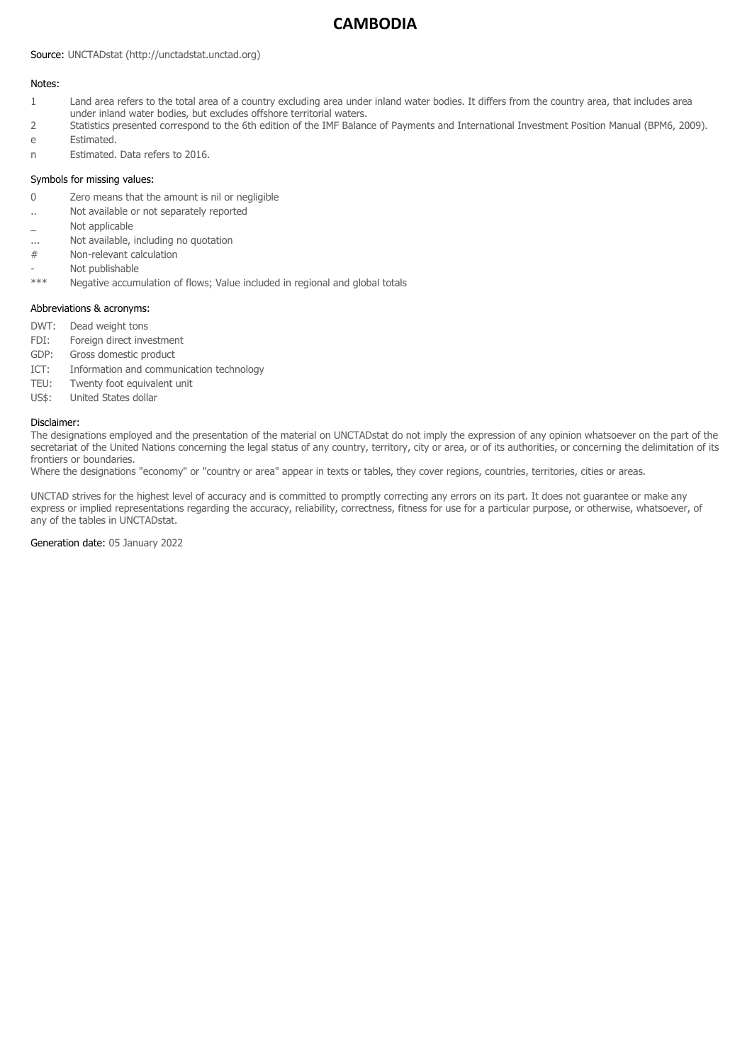# CAMBODIA

Source: UNCTADstat (http://unctadstat.unctad.org)

Notes:

| | |
|---|---|
| 1 | Land area refers to the total area of a country excluding area under inland water bodies. It differs from the country area, that includes area under inland water bodies, but excludes offshore territorial waters. |
| 2 | Statistics presented correspond to the 6th edition of the IMF Balance of Payments and International Investment Position Manual (BPM6, 2009). |
| e | Estimated. |
| n | Estimated. Data refers to 2016. |

Symbols for missing values:

| | |
|---|---|
| 0 | Zero means that the amount is nil or negligible |
| .. | Not available or not separately reported |
| _ | Not applicable |
| ... | Not available, including no quotation |
| # | Non-relevant calculation |
| - | Not publishable |
| *** | Negative accumulation of flows; Value included in regional and global totals |

Abbreviations & acronyms:

| | |
|---|---|
| DWT: | Dead weight tons |
| FDI: | Foreign direct investment |
| GDP: | Gross domestic product |
| ICT: | Information and communication technology |
| TEU: | Twenty foot equivalent unit |
| US$: | United States dollar |

Disclaimer:
The designations employed and the presentation of the material on UNCTADstat do not imply the expression of any opinion whatsoever on the part of the secretariat of the United Nations concerning the legal status of any country, territory, city or area, or of its authorities, or concerning the delimitation of its frontiers or boundaries.
Where the designations "economy" or "country or area" appear in texts or tables, they cover regions, countries, territories, cities or areas.

UNCTAD strives for the highest level of accuracy and is committed to promptly correcting any errors on its part. It does not guarantee or make any express or implied representations regarding the accuracy, reliability, correctness, fitness for use for a particular purpose, or otherwise, whatsoever, of any of the tables in UNCTADstat.

Generation date: 05 January 2022